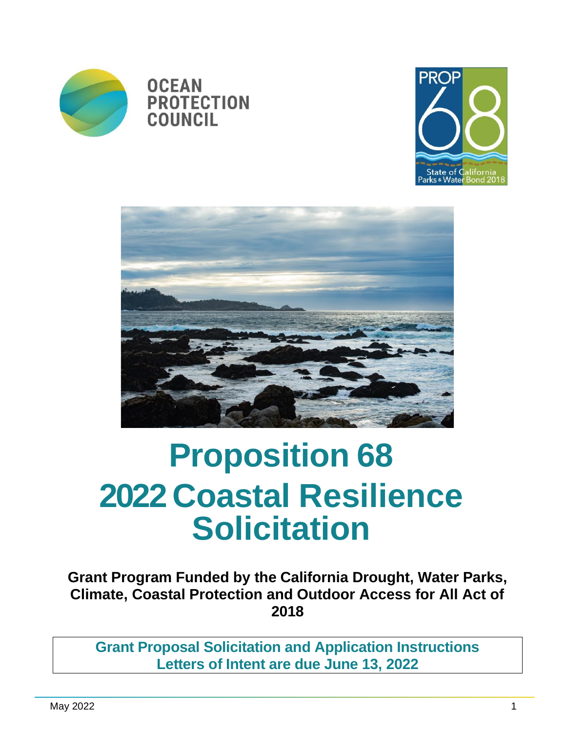OCEAN PROTECTION COUNCIL

PROP 68 State of California Parks & Water Bond 2018

# Proposition 68 2022 Coastal Resilience Solicitation

**Grant Program Funded by the California Drought, Water Parks, Climate, Coastal Protection and Outdoor Access for All Act of 2018**

**Grant Proposal Solicitation and Application Instructions**
**Letters of Intent are due June 13, 2022**

May 2022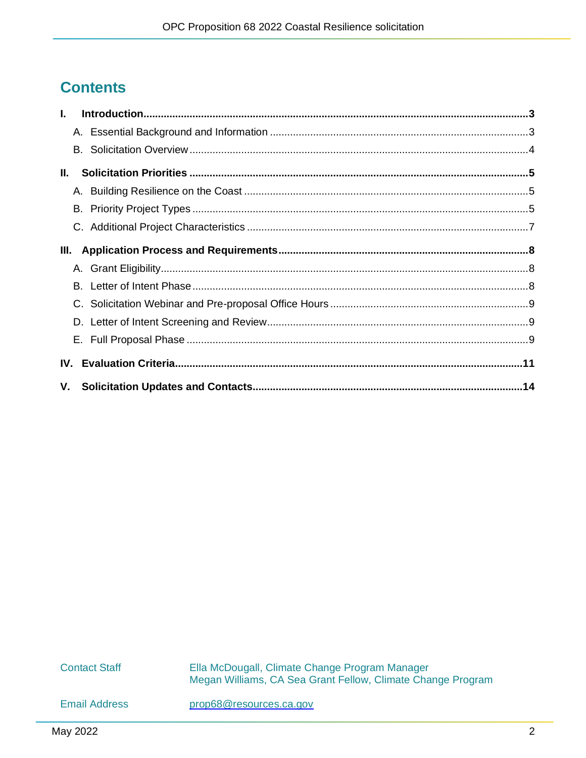## Contents

**I. Introduction** .......... **3**

- A. Essential Background and Information .......... 3
- B. Solicitation Overview .......... 4

**II. Solicitation Priorities** .......... **5**

- A. Building Resilience on the Coast .......... 5
- B. Priority Project Types .......... 5
- C. Additional Project Characteristics .......... 7

**III. Application Process and Requirements** .......... **8**

- A. Grant Eligibility .......... 8
- B. Letter of Intent Phase .......... 8
- C. Solicitation Webinar and Pre-proposal Office Hours .......... 9
- D. Letter of Intent Screening and Review .......... 9
- E. Full Proposal Phase .......... 9

**IV. Evaluation Criteria** .......... **11**

**V. Solicitation Updates and Contacts** .......... **14**

| | |
|---|---|
| Contact Staff | Ella McDougall, Climate Change Program Manager<br>Megan Williams, CA Sea Grant Fellow, Climate Change Program |
| Email Address | prop68@resources.ca.gov |

May 2022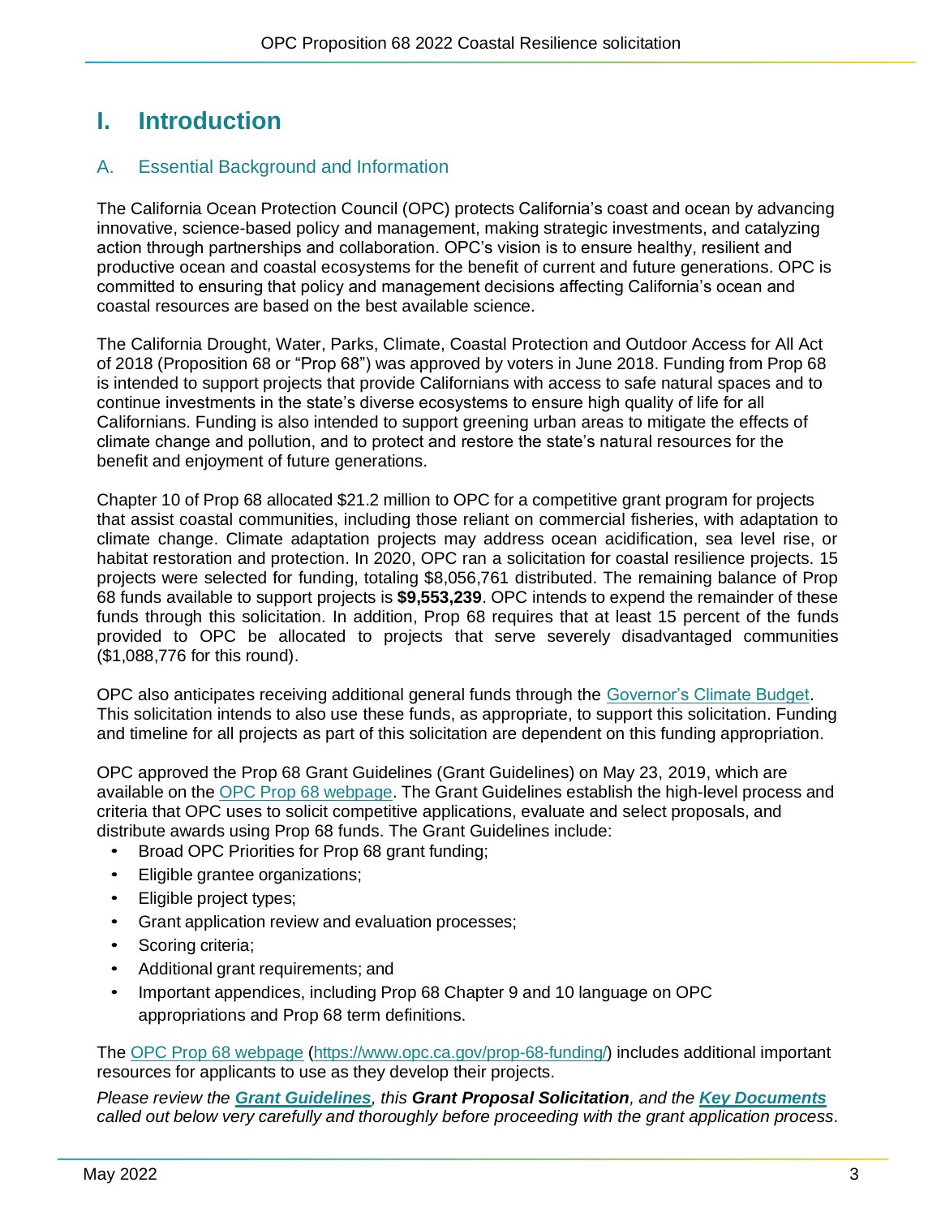# I. Introduction

## A. Essential Background and Information

The California Ocean Protection Council (OPC) protects California's coast and ocean by advancing innovative, science-based policy and management, making strategic investments, and catalyzing action through partnerships and collaboration. OPC's vision is to ensure healthy, resilient and productive ocean and coastal ecosystems for the benefit of current and future generations. OPC is committed to ensuring that policy and management decisions affecting California's ocean and coastal resources are based on the best available science.

The California Drought, Water, Parks, Climate, Coastal Protection and Outdoor Access for All Act of 2018 (Proposition 68 or "Prop 68") was approved by voters in June 2018. Funding from Prop 68 is intended to support projects that provide Californians with access to safe natural spaces and to continue investments in the state's diverse ecosystems to ensure high quality of life for all Californians. Funding is also intended to support greening urban areas to mitigate the effects of climate change and pollution, and to protect and restore the state's natural resources for the benefit and enjoyment of future generations.

Chapter 10 of Prop 68 allocated $21.2 million to OPC for a competitive grant program for projects that assist coastal communities, including those reliant on commercial fisheries, with adaptation to climate change. Climate adaptation projects may address ocean acidification, sea level rise, or habitat restoration and protection. In 2020, OPC ran a solicitation for coastal resilience projects. 15 projects were selected for funding, totaling $8,056,761 distributed. The remaining balance of Prop 68 funds available to support projects is **$9,553,239**. OPC intends to expend the remainder of these funds through this solicitation. In addition, Prop 68 requires that at least 15 percent of the funds provided to OPC be allocated to projects that serve severely disadvantaged communities ($1,088,776 for this round).

OPC also anticipates receiving additional general funds through the Governor's Climate Budget. This solicitation intends to also use these funds, as appropriate, to support this solicitation. Funding and timeline for all projects as part of this solicitation are dependent on this funding appropriation.

OPC approved the Prop 68 Grant Guidelines (Grant Guidelines) on May 23, 2019, which are available on the OPC Prop 68 webpage. The Grant Guidelines establish the high-level process and criteria that OPC uses to solicit competitive applications, evaluate and select proposals, and distribute awards using Prop 68 funds. The Grant Guidelines include:

- Broad OPC Priorities for Prop 68 grant funding;
- Eligible grantee organizations;
- Eligible project types;
- Grant application review and evaluation processes;
- Scoring criteria;
- Additional grant requirements; and
- Important appendices, including Prop 68 Chapter 9 and 10 language on OPC appropriations and Prop 68 term definitions.

The OPC Prop 68 webpage (https://www.opc.ca.gov/prop-68-funding/) includes additional important resources for applicants to use as they develop their projects.

*Please review the* ***Grant Guidelines****, this* ***Grant Proposal Solicitation****, and the* ***Key Documents*** *called out below very carefully and thoroughly before proceeding with the grant application process.*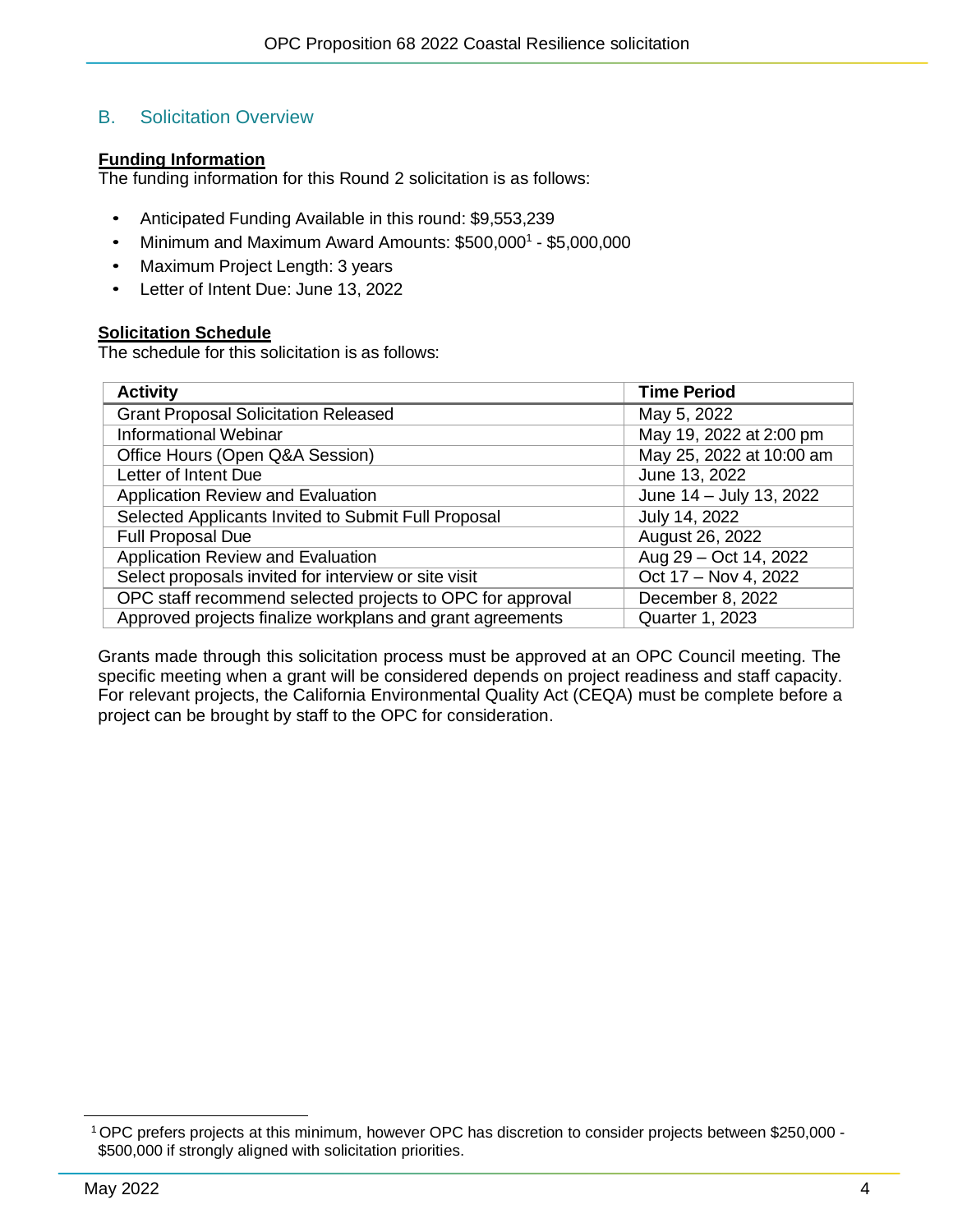## B. Solicitation Overview

**Funding Information**

The funding information for this Round 2 solicitation is as follows:

- Anticipated Funding Available in this round: $9,553,239
- Minimum and Maximum Award Amounts: $500,000[1] - $5,000,000
- Maximum Project Length: 3 years
- Letter of Intent Due: June 13, 2022

**Solicitation Schedule**

The schedule for this solicitation is as follows:

| Activity | Time Period |
|---|---|
| Grant Proposal Solicitation Released | May 5, 2022 |
| Informational Webinar | May 19, 2022 at 2:00 pm |
| Office Hours (Open Q&A Session) | May 25, 2022 at 10:00 am |
| Letter of Intent Due | June 13, 2022 |
| Application Review and Evaluation | June 14 – July 13, 2022 |
| Selected Applicants Invited to Submit Full Proposal | July 14, 2022 |
| Full Proposal Due | August 26, 2022 |
| Application Review and Evaluation | Aug 29 – Oct 14, 2022 |
| Select proposals invited for interview or site visit | Oct 17 – Nov 4, 2022 |
| OPC staff recommend selected projects to OPC for approval | December 8, 2022 |
| Approved projects finalize workplans and grant agreements | Quarter 1, 2023 |

Grants made through this solicitation process must be approved at an OPC Council meeting. The specific meeting when a grant will be considered depends on project readiness and staff capacity. For relevant projects, the California Environmental Quality Act (CEQA) must be complete before a project can be brought by staff to the OPC for consideration.

[1] OPC prefers projects at this minimum, however OPC has discretion to consider projects between $250,000 - $500,000 if strongly aligned with solicitation priorities.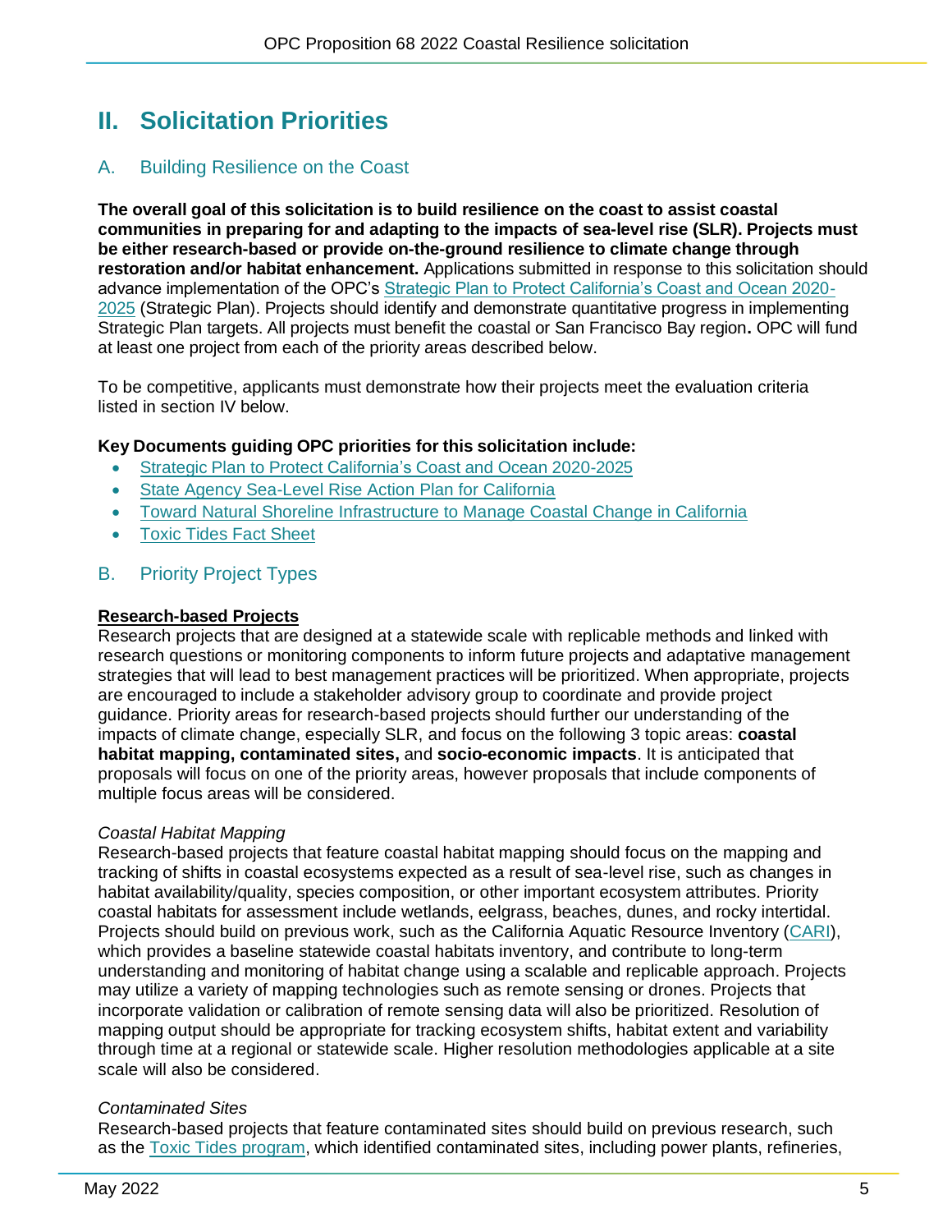# II. Solicitation Priorities

## A. Building Resilience on the Coast

**The overall goal of this solicitation is to build resilience on the coast to assist coastal communities in preparing for and adapting to the impacts of sea-level rise (SLR). Projects must be either research-based or provide on-the-ground resilience to climate change through restoration and/or habitat enhancement.** Applications submitted in response to this solicitation should advance implementation of the OPC's [Strategic Plan to Protect California's Coast and Ocean 2020-2025](#) (Strategic Plan). Projects should identify and demonstrate quantitative progress in implementing Strategic Plan targets. All projects must benefit the coastal or San Francisco Bay region**.** OPC will fund at least one project from each of the priority areas described below.

To be competitive, applicants must demonstrate how their projects meet the evaluation criteria listed in section IV below.

**Key Documents guiding OPC priorities for this solicitation include:**

- [Strategic Plan to Protect California's Coast and Ocean 2020-2025](#)
- [State Agency Sea-Level Rise Action Plan for California](#)
- [Toward Natural Shoreline Infrastructure to Manage Coastal Change in California](#)
- [Toxic Tides Fact Sheet](#)

## B. Priority Project Types

**<u>Research-based Projects</u>**

Research projects that are designed at a statewide scale with replicable methods and linked with research questions or monitoring components to inform future projects and adaptative management strategies that will lead to best management practices will be prioritized. When appropriate, projects are encouraged to include a stakeholder advisory group to coordinate and provide project guidance. Priority areas for research-based projects should further our understanding of the impacts of climate change, especially SLR, and focus on the following 3 topic areas: **coastal habitat mapping, contaminated sites,** and **socio-economic impacts**. It is anticipated that proposals will focus on one of the priority areas, however proposals that include components of multiple focus areas will be considered.

*Coastal Habitat Mapping*

Research-based projects that feature coastal habitat mapping should focus on the mapping and tracking of shifts in coastal ecosystems expected as a result of sea-level rise, such as changes in habitat availability/quality, species composition, or other important ecosystem attributes. Priority coastal habitats for assessment include wetlands, eelgrass, beaches, dunes, and rocky intertidal. Projects should build on previous work, such as the California Aquatic Resource Inventory ([CARI](#)), which provides a baseline statewide coastal habitats inventory, and contribute to long-term understanding and monitoring of habitat change using a scalable and replicable approach. Projects may utilize a variety of mapping technologies such as remote sensing or drones. Projects that incorporate validation or calibration of remote sensing data will also be prioritized. Resolution of mapping output should be appropriate for tracking ecosystem shifts, habitat extent and variability through time at a regional or statewide scale. Higher resolution methodologies applicable at a site scale will also be considered.

*Contaminated Sites*

Research-based projects that feature contaminated sites should build on previous research, such as the [Toxic Tides program](#), which identified contaminated sites, including power plants, refineries,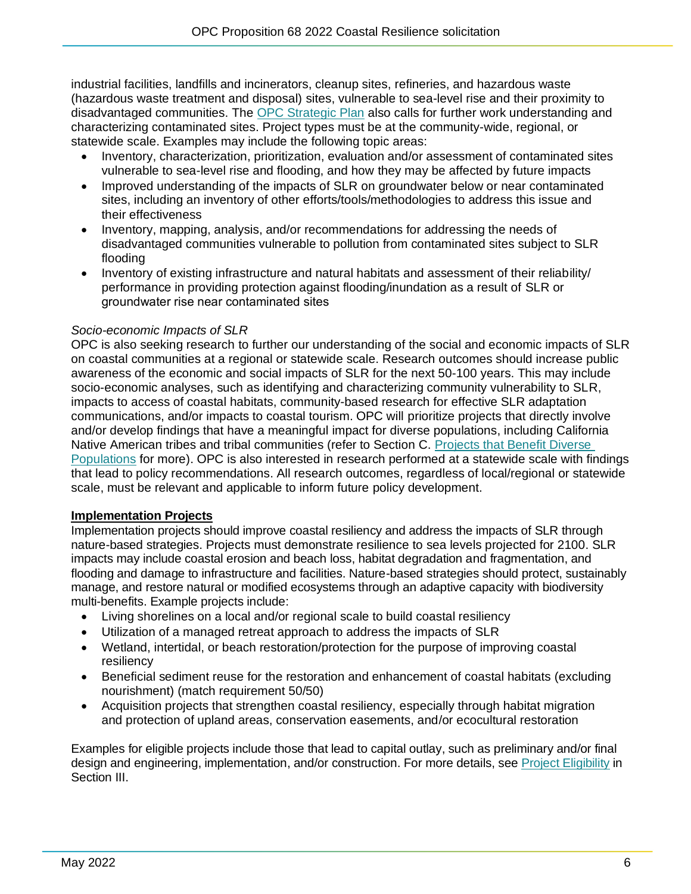industrial facilities, landfills and incinerators, cleanup sites, refineries, and hazardous waste (hazardous waste treatment and disposal) sites, vulnerable to sea-level rise and their proximity to disadvantaged communities. The [OPC Strategic Plan](#) also calls for further work understanding and characterizing contaminated sites. Project types must be at the community-wide, regional, or statewide scale. Examples may include the following topic areas:

- Inventory, characterization, prioritization, evaluation and/or assessment of contaminated sites vulnerable to sea-level rise and flooding, and how they may be affected by future impacts
- Improved understanding of the impacts of SLR on groundwater below or near contaminated sites, including an inventory of other efforts/tools/methodologies to address this issue and their effectiveness
- Inventory, mapping, analysis, and/or recommendations for addressing the needs of disadvantaged communities vulnerable to pollution from contaminated sites subject to SLR flooding
- Inventory of existing infrastructure and natural habitats and assessment of their reliability/ performance in providing protection against flooding/inundation as a result of SLR or groundwater rise near contaminated sites

*Socio-economic Impacts of SLR*

OPC is also seeking research to further our understanding of the social and economic impacts of SLR on coastal communities at a regional or statewide scale. Research outcomes should increase public awareness of the economic and social impacts of SLR for the next 50-100 years. This may include socio-economic analyses, such as identifying and characterizing community vulnerability to SLR, impacts to access of coastal habitats, community-based research for effective SLR adaptation communications, and/or impacts to coastal tourism. OPC will prioritize projects that directly involve and/or develop findings that have a meaningful impact for diverse populations, including California Native American tribes and tribal communities (refer to Section C. [Projects that Benefit Diverse Populations](#) for more). OPC is also interested in research performed at a statewide scale with findings that lead to policy recommendations. All research outcomes, regardless of local/regional or statewide scale, must be relevant and applicable to inform future policy development.

**Implementation Projects**

Implementation projects should improve coastal resiliency and address the impacts of SLR through nature-based strategies. Projects must demonstrate resilience to sea levels projected for 2100. SLR impacts may include coastal erosion and beach loss, habitat degradation and fragmentation, and flooding and damage to infrastructure and facilities. Nature-based strategies should protect, sustainably manage, and restore natural or modified ecosystems through an adaptive capacity with biodiversity multi-benefits. Example projects include:

- Living shorelines on a local and/or regional scale to build coastal resiliency
- Utilization of a managed retreat approach to address the impacts of SLR
- Wetland, intertidal, or beach restoration/protection for the purpose of improving coastal resiliency
- Beneficial sediment reuse for the restoration and enhancement of coastal habitats (excluding nourishment) (match requirement 50/50)
- Acquisition projects that strengthen coastal resiliency, especially through habitat migration and protection of upland areas, conservation easements, and/or ecocultural restoration

Examples for eligible projects include those that lead to capital outlay, such as preliminary and/or final design and engineering, implementation, and/or construction. For more details, see [Project Eligibility](#) in Section III.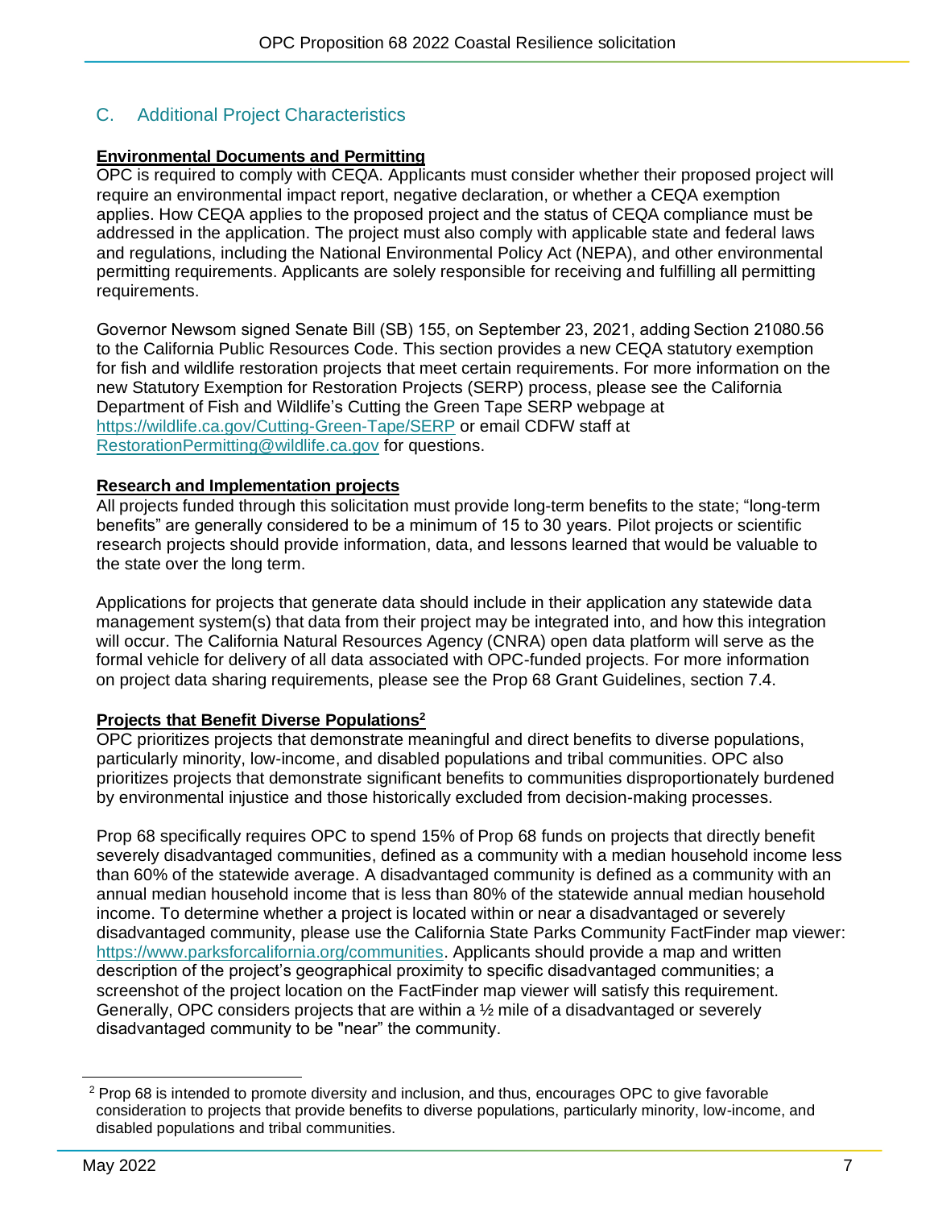## C. Additional Project Characteristics

**Environmental Documents and Permitting**

OPC is required to comply with CEQA. Applicants must consider whether their proposed project will require an environmental impact report, negative declaration, or whether a CEQA exemption applies. How CEQA applies to the proposed project and the status of CEQA compliance must be addressed in the application. The project must also comply with applicable state and federal laws and regulations, including the National Environmental Policy Act (NEPA), and other environmental permitting requirements. Applicants are solely responsible for receiving and fulfilling all permitting requirements.

Governor Newsom signed Senate Bill (SB) 155, on September 23, 2021, adding Section 21080.56 to the California Public Resources Code. This section provides a new CEQA statutory exemption for fish and wildlife restoration projects that meet certain requirements. For more information on the new Statutory Exemption for Restoration Projects (SERP) process, please see the California Department of Fish and Wildlife's Cutting the Green Tape SERP webpage at https://wildlife.ca.gov/Cutting-Green-Tape/SERP or email CDFW staff at RestorationPermitting@wildlife.ca.gov for questions.

**Research and Implementation projects**

All projects funded through this solicitation must provide long-term benefits to the state; "long-term benefits" are generally considered to be a minimum of 15 to 30 years. Pilot projects or scientific research projects should provide information, data, and lessons learned that would be valuable to the state over the long term.

Applications for projects that generate data should include in their application any statewide data management system(s) that data from their project may be integrated into, and how this integration will occur. The California Natural Resources Agency (CNRA) open data platform will serve as the formal vehicle for delivery of all data associated with OPC-funded projects. For more information on project data sharing requirements, please see the Prop 68 Grant Guidelines, section 7.4.

**Projects that Benefit Diverse Populations[2]**

OPC prioritizes projects that demonstrate meaningful and direct benefits to diverse populations, particularly minority, low-income, and disabled populations and tribal communities. OPC also prioritizes projects that demonstrate significant benefits to communities disproportionately burdened by environmental injustice and those historically excluded from decision-making processes.

Prop 68 specifically requires OPC to spend 15% of Prop 68 funds on projects that directly benefit severely disadvantaged communities, defined as a community with a median household income less than 60% of the statewide average. A disadvantaged community is defined as a community with an annual median household income that is less than 80% of the statewide annual median household income. To determine whether a project is located within or near a disadvantaged or severely disadvantaged community, please use the California State Parks Community FactFinder map viewer: https://www.parksforcalifornia.org/communities. Applicants should provide a map and written description of the project's geographical proximity to specific disadvantaged communities; a screenshot of the project location on the FactFinder map viewer will satisfy this requirement. Generally, OPC considers projects that are within a ½ mile of a disadvantaged or severely disadvantaged community to be "near" the community.

[2] Prop 68 is intended to promote diversity and inclusion, and thus, encourages OPC to give favorable consideration to projects that provide benefits to diverse populations, particularly minority, low-income, and disabled populations and tribal communities.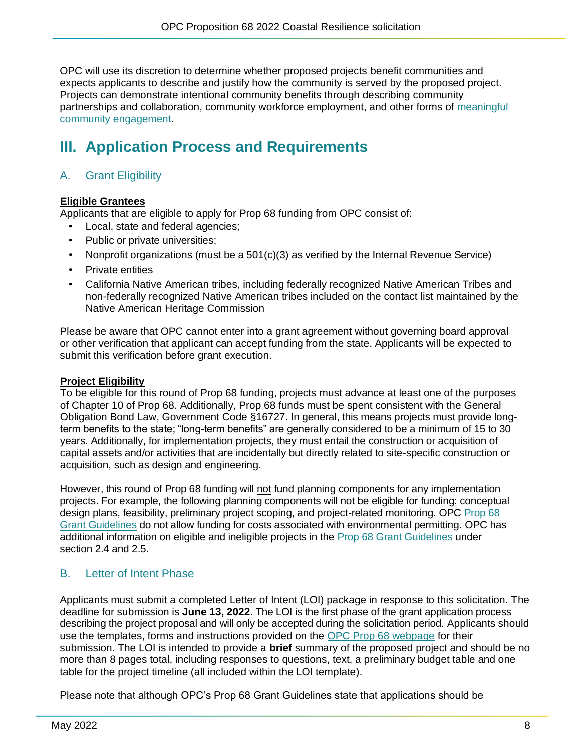OPC will use its discretion to determine whether proposed projects benefit communities and expects applicants to describe and justify how the community is served by the proposed project. Projects can demonstrate intentional community benefits through describing community partnerships and collaboration, community workforce employment, and other forms of meaningful community engagement.

# III. Application Process and Requirements

## A. Grant Eligibility

**Eligible Grantees**

Applicants that are eligible to apply for Prop 68 funding from OPC consist of:

- Local, state and federal agencies;
- Public or private universities;
- Nonprofit organizations (must be a 501(c)(3) as verified by the Internal Revenue Service)
- Private entities
- California Native American tribes, including federally recognized Native American Tribes and non-federally recognized Native American tribes included on the contact list maintained by the Native American Heritage Commission

Please be aware that OPC cannot enter into a grant agreement without governing board approval or other verification that applicant can accept funding from the state. Applicants will be expected to submit this verification before grant execution.

**Project Eligibility**

To be eligible for this round of Prop 68 funding, projects must advance at least one of the purposes of Chapter 10 of Prop 68. Additionally, Prop 68 funds must be spent consistent with the General Obligation Bond Law, Government Code §16727. In general, this means projects must provide long-term benefits to the state; "long-term benefits" are generally considered to be a minimum of 15 to 30 years. Additionally, for implementation projects, they must entail the construction or acquisition of capital assets and/or activities that are incidentally but directly related to site-specific construction or acquisition, such as design and engineering.

However, this round of Prop 68 funding will not fund planning components for any implementation projects. For example, the following planning components will not be eligible for funding: conceptual design plans, feasibility, preliminary project scoping, and project-related monitoring. OPC Prop 68 Grant Guidelines do not allow funding for costs associated with environmental permitting. OPC has additional information on eligible and ineligible projects in the Prop 68 Grant Guidelines under section 2.4 and 2.5.

## B. Letter of Intent Phase

Applicants must submit a completed Letter of Intent (LOI) package in response to this solicitation. The deadline for submission is **June 13, 2022**. The LOI is the first phase of the grant application process describing the project proposal and will only be accepted during the solicitation period. Applicants should use the templates, forms and instructions provided on the OPC Prop 68 webpage for their submission. The LOI is intended to provide a **brief** summary of the proposed project and should be no more than 8 pages total, including responses to questions, text, a preliminary budget table and one table for the project timeline (all included within the LOI template).

Please note that although OPC's Prop 68 Grant Guidelines state that applications should be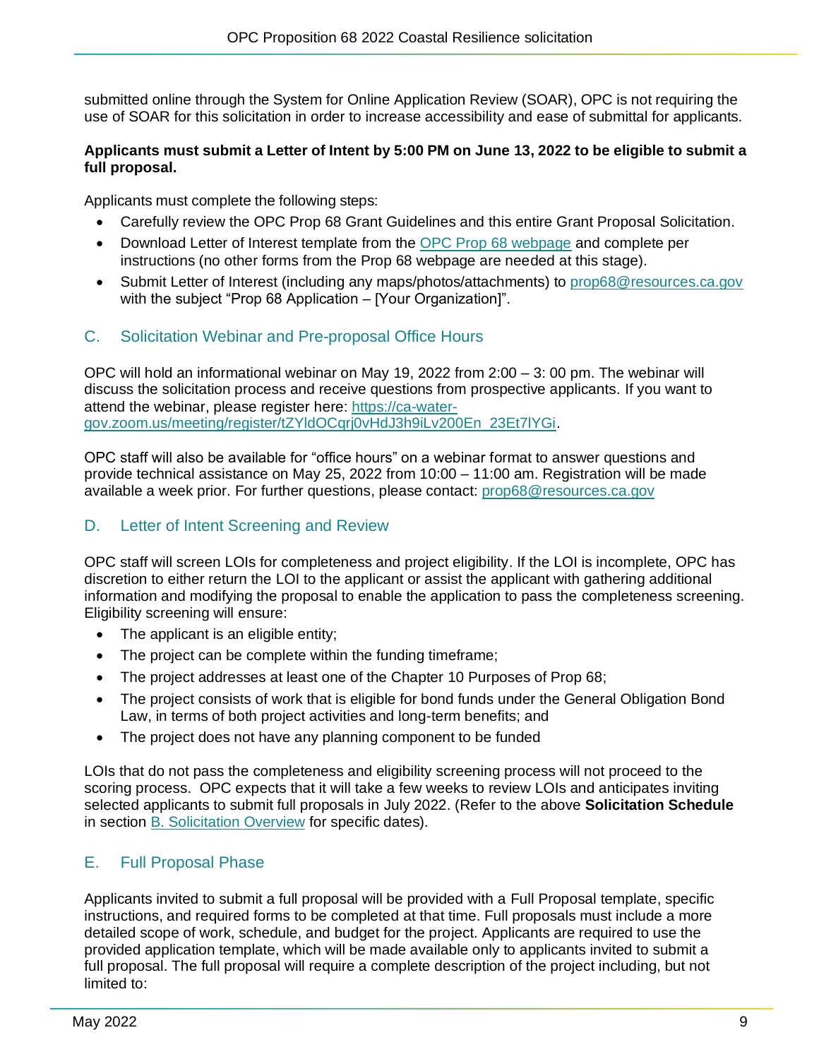submitted online through the System for Online Application Review (SOAR), OPC is not requiring the use of SOAR for this solicitation in order to increase accessibility and ease of submittal for applicants.

**Applicants must submit a Letter of Intent by 5:00 PM on June 13, 2022 to be eligible to submit a full proposal.**

Applicants must complete the following steps:

- Carefully review the OPC Prop 68 Grant Guidelines and this entire Grant Proposal Solicitation.
- Download Letter of Interest template from the [OPC Prop 68 webpage](#) and complete per instructions (no other forms from the Prop 68 webpage are needed at this stage).
- Submit Letter of Interest (including any maps/photos/attachments) to [prop68@resources.ca.gov](mailto:prop68@resources.ca.gov) with the subject "Prop 68 Application – [Your Organization]".

## C. Solicitation Webinar and Pre-proposal Office Hours

OPC will hold an informational webinar on May 19, 2022 from 2:00 – 3: 00 pm. The webinar will discuss the solicitation process and receive questions from prospective applicants. If you want to attend the webinar, please register here: [https://ca-water-gov.zoom.us/meeting/register/tZYldOCqrj0vHdJ3h9iLv200En_23Et7lYGi](https://ca-water-gov.zoom.us/meeting/register/tZYldOCqrj0vHdJ3h9iLv200En_23Et7lYGi).

OPC staff will also be available for "office hours" on a webinar format to answer questions and provide technical assistance on May 25, 2022 from 10:00 – 11:00 am. Registration will be made available a week prior. For further questions, please contact: [prop68@resources.ca.gov](mailto:prop68@resources.ca.gov)

## D. Letter of Intent Screening and Review

OPC staff will screen LOIs for completeness and project eligibility. If the LOI is incomplete, OPC has discretion to either return the LOI to the applicant or assist the applicant with gathering additional information and modifying the proposal to enable the application to pass the completeness screening. Eligibility screening will ensure:

- The applicant is an eligible entity;
- The project can be complete within the funding timeframe;
- The project addresses at least one of the Chapter 10 Purposes of Prop 68;
- The project consists of work that is eligible for bond funds under the General Obligation Bond Law, in terms of both project activities and long-term benefits; and
- The project does not have any planning component to be funded

LOIs that do not pass the completeness and eligibility screening process will not proceed to the scoring process. OPC expects that it will take a few weeks to review LOIs and anticipates inviting selected applicants to submit full proposals in July 2022. (Refer to the above **Solicitation Schedule** in section [B. Solicitation Overview](#) for specific dates).

## E. Full Proposal Phase

Applicants invited to submit a full proposal will be provided with a Full Proposal template, specific instructions, and required forms to be completed at that time. Full proposals must include a more detailed scope of work, schedule, and budget for the project. Applicants are required to use the provided application template, which will be made available only to applicants invited to submit a full proposal. The full proposal will require a complete description of the project including, but not limited to: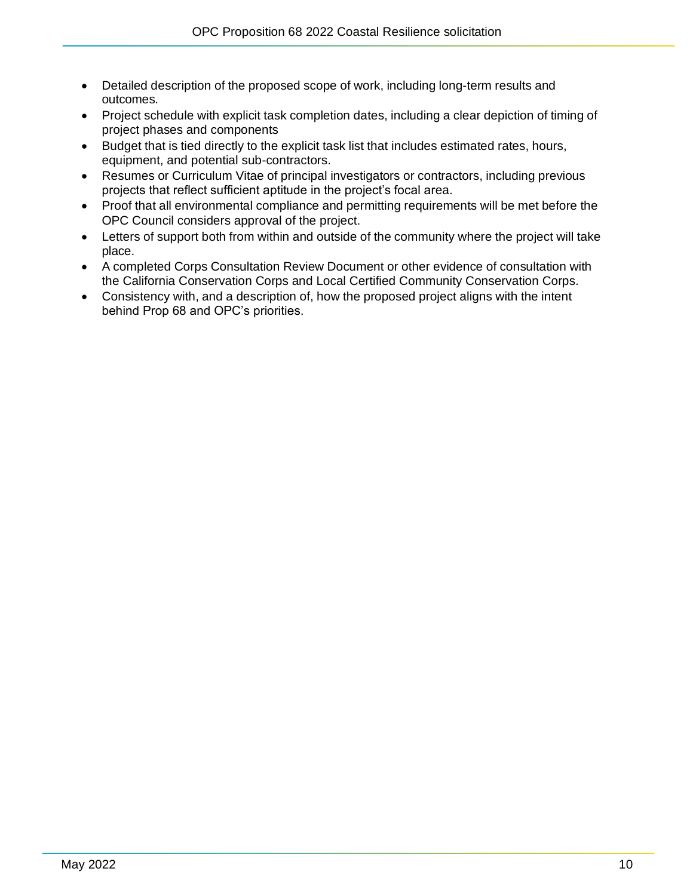- Detailed description of the proposed scope of work, including long-term results and outcomes.
- Project schedule with explicit task completion dates, including a clear depiction of timing of project phases and components
- Budget that is tied directly to the explicit task list that includes estimated rates, hours, equipment, and potential sub-contractors.
- Resumes or Curriculum Vitae of principal investigators or contractors, including previous projects that reflect sufficient aptitude in the project's focal area.
- Proof that all environmental compliance and permitting requirements will be met before the OPC Council considers approval of the project.
- Letters of support both from within and outside of the community where the project will take place.
- A completed Corps Consultation Review Document or other evidence of consultation with the California Conservation Corps and Local Certified Community Conservation Corps.
- Consistency with, and a description of, how the proposed project aligns with the intent behind Prop 68 and OPC's priorities.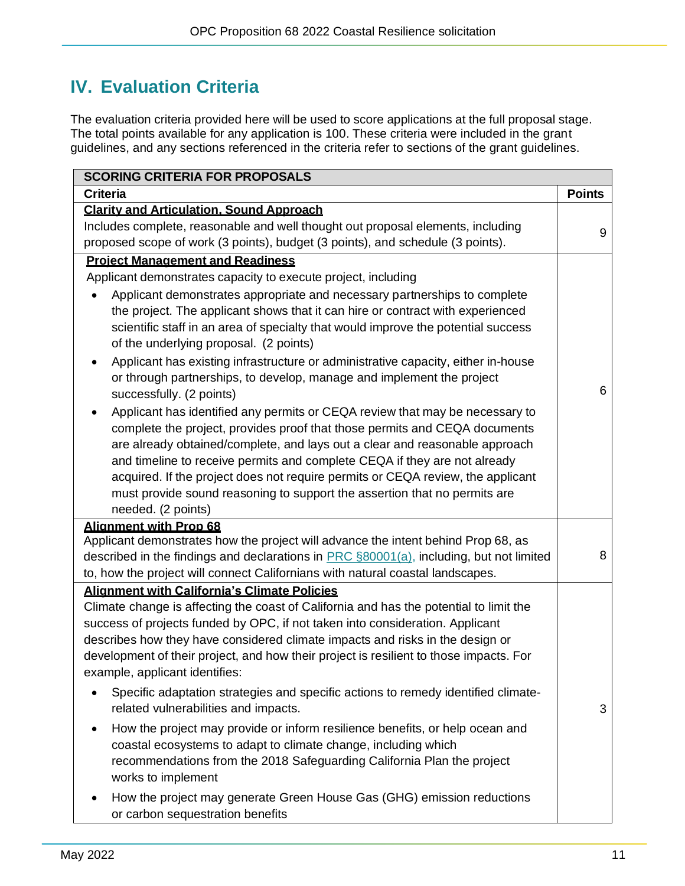## IV. Evaluation Criteria

The evaluation criteria provided here will be used to score applications at the full proposal stage. The total points available for any application is 100. These criteria were included in the grant guidelines, and any sections referenced in the criteria refer to sections of the grant guidelines.

| SCORING CRITERIA FOR PROPOSALS | |
|---|---|
| **Criteria** | **Points** |
| **Clarity and Articulation, Sound Approach**<br>Includes complete, reasonable and well thought out proposal elements, including proposed scope of work (3 points), budget (3 points), and schedule (3 points). | 9 |
| **Project Management and Readiness**<br>Applicant demonstrates capacity to execute project, including<br>• Applicant demonstrates appropriate and necessary partnerships to complete the project. The applicant shows that it can hire or contract with experienced scientific staff in an area of specialty that would improve the potential success of the underlying proposal. (2 points)<br>• Applicant has existing infrastructure or administrative capacity, either in-house or through partnerships, to develop, manage and implement the project successfully. (2 points)<br>• Applicant has identified any permits or CEQA review that may be necessary to complete the project, provides proof that those permits and CEQA documents are already obtained/complete, and lays out a clear and reasonable approach and timeline to receive permits and complete CEQA if they are not already acquired. If the project does not require permits or CEQA review, the applicant must provide sound reasoning to support the assertion that no permits are needed. (2 points) | 6 |
| **Alignment with Prop 68**<br>Applicant demonstrates how the project will advance the intent behind Prop 68, as described in the findings and declarations in PRC §80001(a), including, but not limited to, how the project will connect Californians with natural coastal landscapes. | 8 |
| **Alignment with California's Climate Policies**<br>Climate change is affecting the coast of California and has the potential to limit the success of projects funded by OPC, if not taken into consideration. Applicant describes how they have considered climate impacts and risks in the design or development of their project, and how their project is resilient to those impacts. For example, applicant identifies:<br>• Specific adaptation strategies and specific actions to remedy identified climate-related vulnerabilities and impacts.<br>• How the project may provide or inform resilience benefits, or help ocean and coastal ecosystems to adapt to climate change, including which recommendations from the 2018 Safeguarding California Plan the project works to implement<br>• How the project may generate Green House Gas (GHG) emission reductions or carbon sequestration benefits | 3 |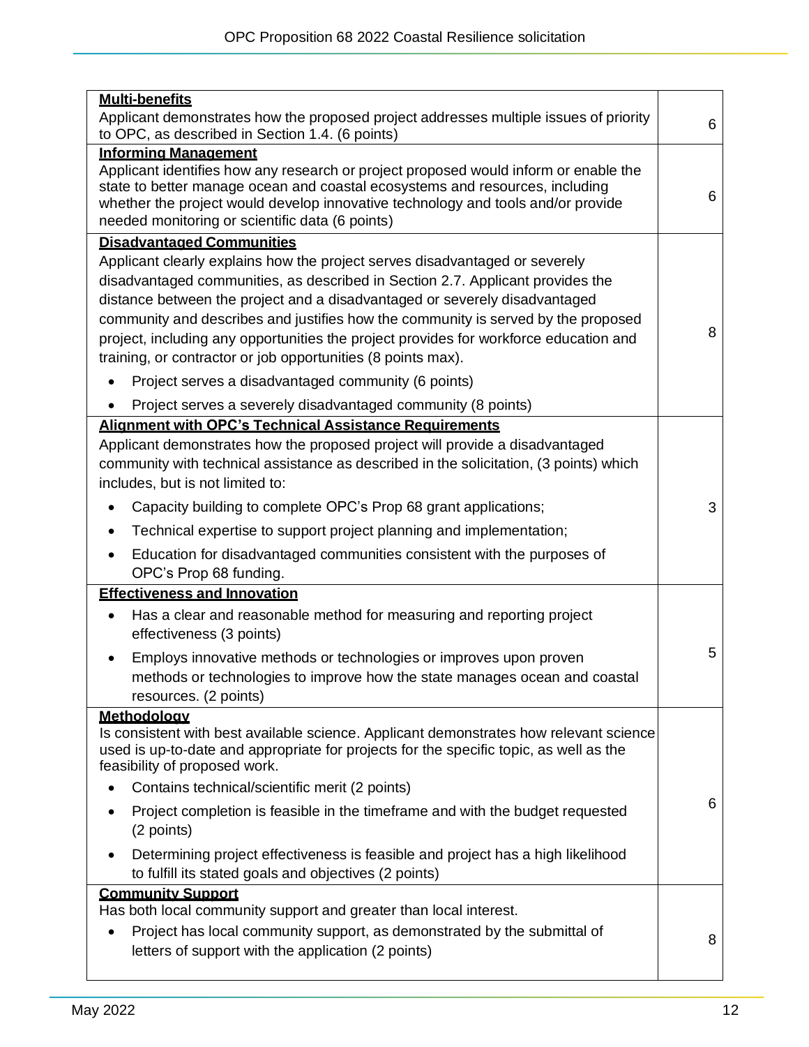| | |
|---|---|
| **Multi-benefits**<br>Applicant demonstrates how the proposed project addresses multiple issues of priority to OPC, as described in Section 1.4. (6 points) | 6 |
| **Informing Management**<br>Applicant identifies how any research or project proposed would inform or enable the state to better manage ocean and coastal ecosystems and resources, including whether the project would develop innovative technology and tools and/or provide needed monitoring or scientific data (6 points) | 6 |
| **Disadvantaged Communities**<br>Applicant clearly explains how the project serves disadvantaged or severely disadvantaged communities, as described in Section 2.7. Applicant provides the distance between the project and a disadvantaged or severely disadvantaged community and describes and justifies how the community is served by the proposed project, including any opportunities the project provides for workforce education and training, or contractor or job opportunities (8 points max).<br>• Project serves a disadvantaged community (6 points)<br>• Project serves a severely disadvantaged community (8 points) | 8 |
| **Alignment with OPC's Technical Assistance Requirements**<br>Applicant demonstrates how the proposed project will provide a disadvantaged community with technical assistance as described in the solicitation, (3 points) which includes, but is not limited to:<br>• Capacity building to complete OPC's Prop 68 grant applications;<br>• Technical expertise to support project planning and implementation;<br>• Education for disadvantaged communities consistent with the purposes of OPC's Prop 68 funding. | 3 |
| **Effectiveness and Innovation**<br>• Has a clear and reasonable method for measuring and reporting project effectiveness (3 points)<br>• Employs innovative methods or technologies or improves upon proven methods or technologies to improve how the state manages ocean and coastal resources. (2 points) | 5 |
| **Methodology**<br>Is consistent with best available science. Applicant demonstrates how relevant science used is up-to-date and appropriate for projects for the specific topic, as well as the feasibility of proposed work.<br>• Contains technical/scientific merit (2 points)<br>• Project completion is feasible in the timeframe and with the budget requested (2 points)<br>• Determining project effectiveness is feasible and project has a high likelihood to fulfill its stated goals and objectives (2 points) | 6 |
| **Community Support**<br>Has both local community support and greater than local interest.<br>• Project has local community support, as demonstrated by the submittal of letters of support with the application (2 points) | 8 |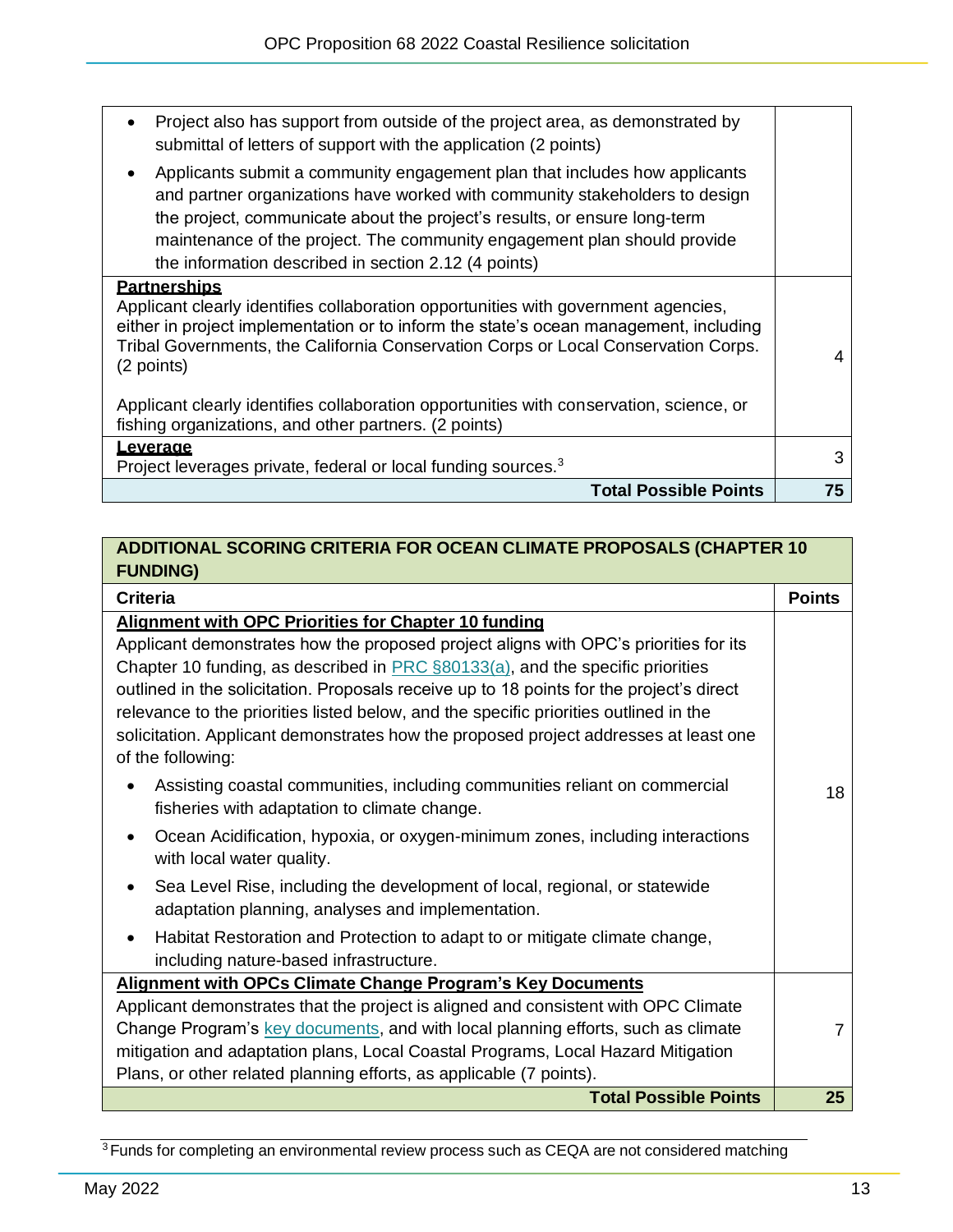| | |
|---|---|
| • Project also has support from outside of the project area, as demonstrated by submittal of letters of support with the application (2 points)<br>• Applicants submit a community engagement plan that includes how applicants and partner organizations have worked with community stakeholders to design the project, communicate about the project's results, or ensure long-term maintenance of the project. The community engagement plan should provide the information described in section 2.12 (4 points) | |
| **Partnerships**<br>Applicant clearly identifies collaboration opportunities with government agencies, either in project implementation or to inform the state's ocean management, including Tribal Governments, the California Conservation Corps or Local Conservation Corps. (2 points)<br><br>Applicant clearly identifies collaboration opportunities with conservation, science, or fishing organizations, and other partners. (2 points) | 4 |
| **Leverage**<br>Project leverages private, federal or local funding sources.[3] | 3 |
| **Total Possible Points** | **75** |

| ADDITIONAL SCORING CRITERIA FOR OCEAN CLIMATE PROPOSALS (CHAPTER 10 FUNDING) | |
|---|---|
| **Criteria** | **Points** |
| **Alignment with OPC Priorities for Chapter 10 funding**<br>Applicant demonstrates how the proposed project aligns with OPC's priorities for its Chapter 10 funding, as described in PRC §80133(a), and the specific priorities outlined in the solicitation. Proposals receive up to 18 points for the project's direct relevance to the priorities listed below, and the specific priorities outlined in the solicitation. Applicant demonstrates how the proposed project addresses at least one of the following:<br>• Assisting coastal communities, including communities reliant on commercial fisheries with adaptation to climate change.<br>• Ocean Acidification, hypoxia, or oxygen-minimum zones, including interactions with local water quality.<br>• Sea Level Rise, including the development of local, regional, or statewide adaptation planning, analyses and implementation.<br>• Habitat Restoration and Protection to adapt to or mitigate climate change, including nature-based infrastructure. | 18 |
| **Alignment with OPCs Climate Change Program's Key Documents**<br>Applicant demonstrates that the project is aligned and consistent with OPC Climate Change Program's key documents, and with local planning efforts, such as climate mitigation and adaptation plans, Local Coastal Programs, Local Hazard Mitigation Plans, or other related planning efforts, as applicable (7 points). | 7 |
| **Total Possible Points** | **25** |

[3] Funds for completing an environmental review process such as CEQA are not considered matching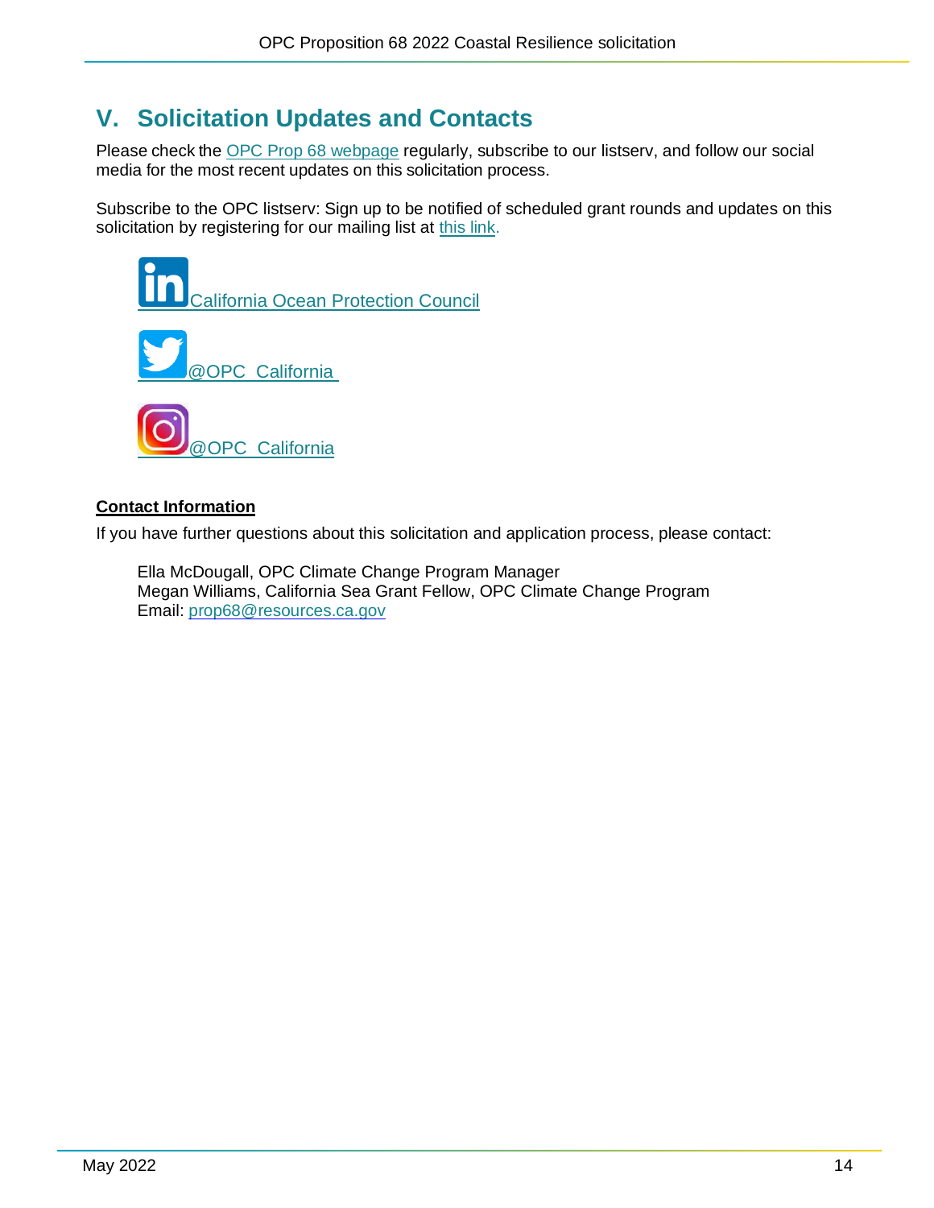## V. Solicitation Updates and Contacts

Please check the OPC Prop 68 webpage regularly, subscribe to our listserv, and follow our social media for the most recent updates on this solicitation process.

Subscribe to the OPC listserv: Sign up to be notified of scheduled grant rounds and updates on this solicitation by registering for our mailing list at this link.

California Ocean Protection Council

@OPC_California

@OPC_California

**Contact Information**

If you have further questions about this solicitation and application process, please contact:

Ella McDougall, OPC Climate Change Program Manager
Megan Williams, California Sea Grant Fellow, OPC Climate Change Program
Email: prop68@resources.ca.gov